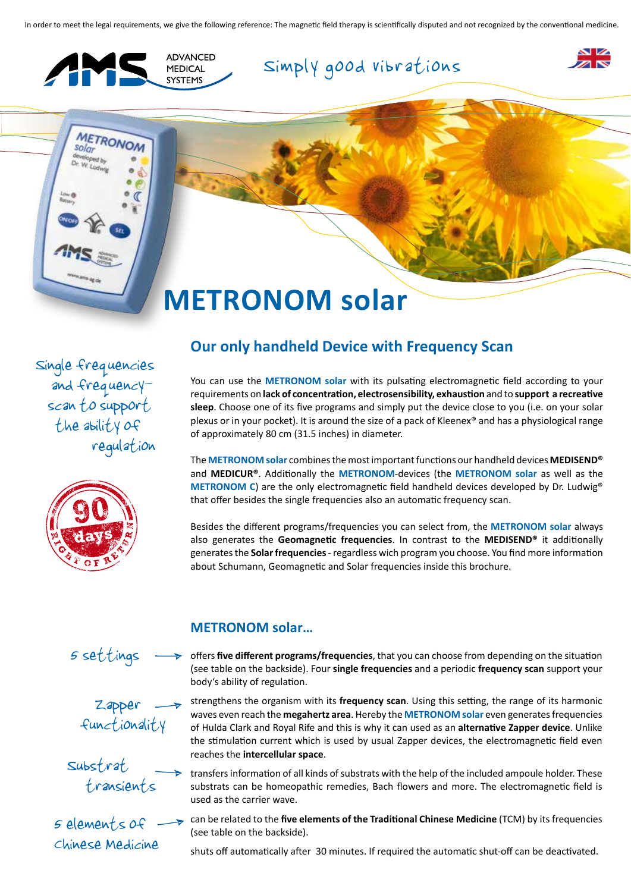In order to meet the legal requirements, we give the following reference: The magnetic field therapy is scientifically disputed and not recognized by the conventional medicine.

ADVANCED MEDICAL SYSTEMS

Simply good vibrations

# METRONOM solar

## Our only handheld Device with Frequency Scan

*Single frequencies and frequency-scan to support the ability of regulation*

90 days RIGHT OF RETURN

You can use the **METRONOM solar** with its pulsating electromagnetic field according to your requirements on **lack of concentration, electrosensibility, exhaustion** and to **support a recreative sleep**. Choose one of its five programs and simply put the device close to you (i.e. on your solar plexus or in your pocket). It is around the size of a pack of Kleenex® and has a physiological range of approximately 80 cm (31.5 inches) in diameter.

The **METRONOM solar** combines the most important functions our handheld devices **MEDISEND®** and **MEDICUR®**. Additionally the **METRONOM**-devices (the **METRONOM solar** as well as the **METRONOM C**) are the only electromagnetic field handheld devices developed by Dr. Ludwig® that offer besides the single frequencies also an automatic frequency scan.

Besides the different programs/frequencies you can select from, the **METRONOM solar** always also generates the **Geomagnetic frequencies**. In contrast to the **MEDISEND®** it additionally generates the **Solar frequencies** - regardless wich program you choose. You find more information about Schumann, Geomagnetic and Solar frequencies inside this brochure.

## METRONOM solar…

*5 settings* → offers **five different programs/frequencies**, that you can choose from depending on the situation (see table on the backside). Four **single frequencies** and a periodic **frequency scan** support your body's ability of regulation.

*Zapper functionality* → strengthens the organism with its **frequency scan**. Using this setting, the range of its harmonic waves even reach the **megahertz area**. Hereby the **METRONOM solar** even generates frequencies of Hulda Clark and Royal Rife and this is why it can used as an **alternative Zapper device**. Unlike the stimulation current which is used by usual Zapper devices, the electromagnetic field even reaches the **intercellular space**.

*Substrat transients* → transfers information of all kinds of substrats with the help of the included ampoule holder. These substrats can be homeopathic remedies, Bach flowers and more. The electromagnetic field is used as the carrier wave.

*5 elements of Chinese Medicine* → can be related to the **five elements of the Traditional Chinese Medicine** (TCM) by its frequencies (see table on the backside).

shuts off automatically after 30 minutes. If required the automatic shut-off can be deactivated.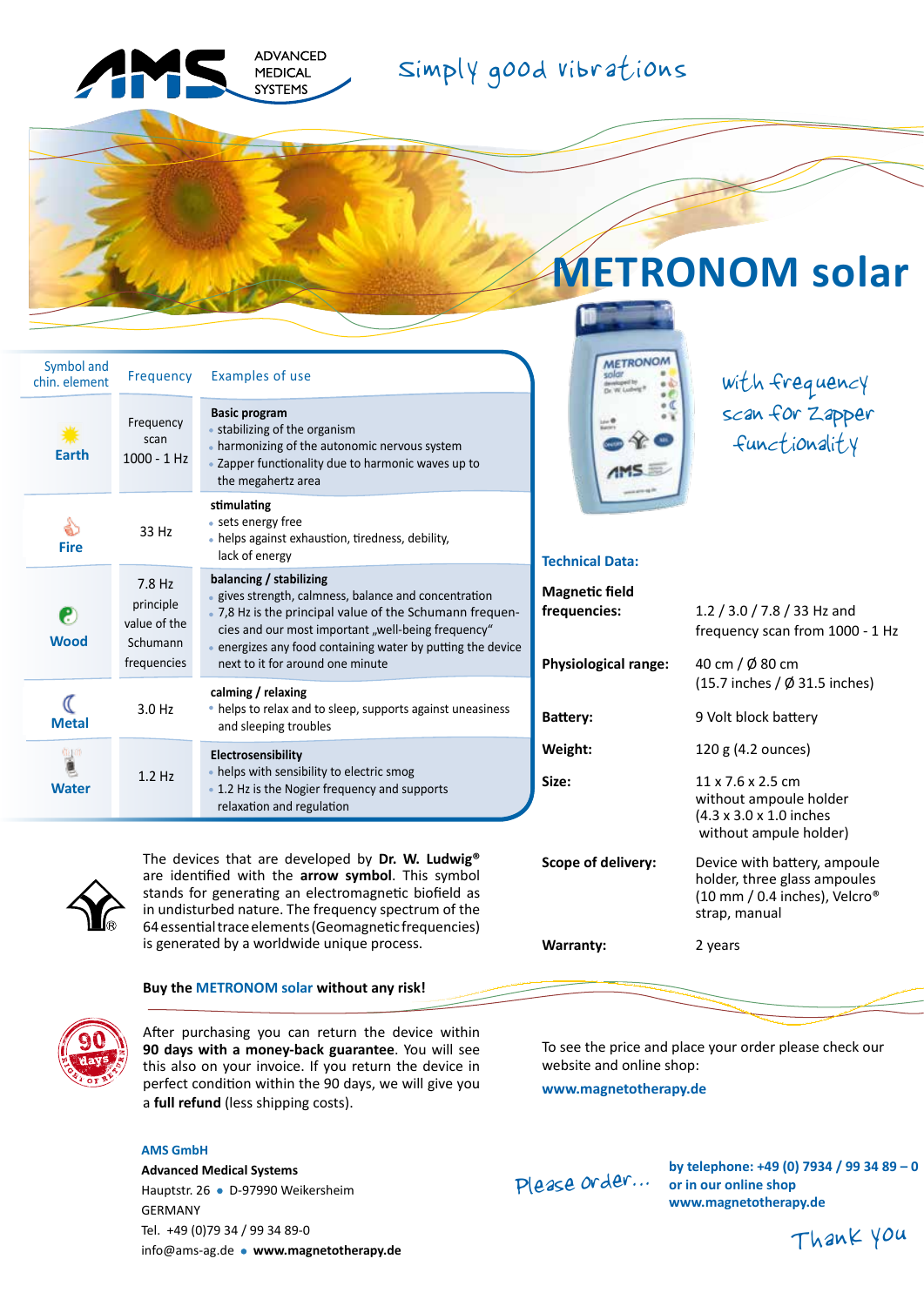ADVANCED MEDICAL SYSTEMS

Simply good vibrations

# METRONOM solar

with frequency scan for Zapper functionality

| Symbol and chin. element | Frequency | Examples of use |
|---|---|---|
| Earth | Frequency scan 1000 - 1 Hz | **Basic program**<br>• stabilizing of the organism<br>• harmonizing of the autonomic nervous system<br>• Zapper functionality due to harmonic waves up to the megahertz area |
| Fire | 33 Hz | **stimulating**<br>• sets energy free<br>• helps against exhaustion, tiredness, debility, lack of energy |
| Wood | 7.8 Hz principle value of the Schumann frequencies | **balancing / stabilizing**<br>• gives strength, calmness, balance and concentration<br>• 7,8 Hz is the principal value of the Schumann frequencies and our most important „well-being frequency"<br>• energizes any food containing water by putting the device next to it for around one minute |
| Metal | 3.0 Hz | **calming / relaxing**<br>• helps to relax and to sleep, supports against uneasiness and sleeping troubles |
| Water | 1.2 Hz | **Electrosensibility**<br>• helps with sensibility to electric smog<br>• 1.2 Hz is the Nogier frequency and supports relaxation and regulation |

The devices that are developed by **Dr. W. Ludwig®** are identified with the **arrow symbol**. This symbol stands for generating an electromagnetic biofield as in undisturbed nature. The frequency spectrum of the 64 essential trace elements (Geomagnetic frequencies) is generated by a worldwide unique process.

### Technical Data:

| | |
|---|---|
| **Magnetic field frequencies:** | 1.2 / 3.0 / 7.8 / 33 Hz and frequency scan from 1000 - 1 Hz |
| **Physiological range:** | 40 cm / Ø 80 cm (15.7 inches / Ø 31.5 inches) |
| **Battery:** | 9 Volt block battery |
| **Weight:** | 120 g (4.2 ounces) |
| **Size:** | 11 x 7.6 x 2.5 cm without ampoule holder (4.3 x 3.0 x 1.0 inches without ampule holder) |
| **Scope of delivery:** | Device with battery, ampoule holder, three glass ampoules (10 mm / 0.4 inches), Velcro® strap, manual |
| **Warranty:** | 2 years |

**Buy the METRONOM solar without any risk!**

90 days RIGHT OF RETURN

After purchasing you can return the device within **90 days with a money-back guarantee**. You will see this also on your invoice. If you return the device in perfect condition within the 90 days, we will give you a **full refund** (less shipping costs).

To see the price and place your order please check our website and online shop:

**www.magnetotherapy.de**

**AMS GmbH**
**Advanced Medical Systems**
Hauptstr. 26 • D-97990 Weikersheim
GERMANY
Tel. +49 (0)79 34 / 99 34 89-0
info@ams-ag.de • **www.magnetotherapy.de**

Please order...

**by telephone: +49 (0) 7934 / 99 34 89 – 0**
**or in our online shop**
**www.magnetotherapy.de**

Thank you